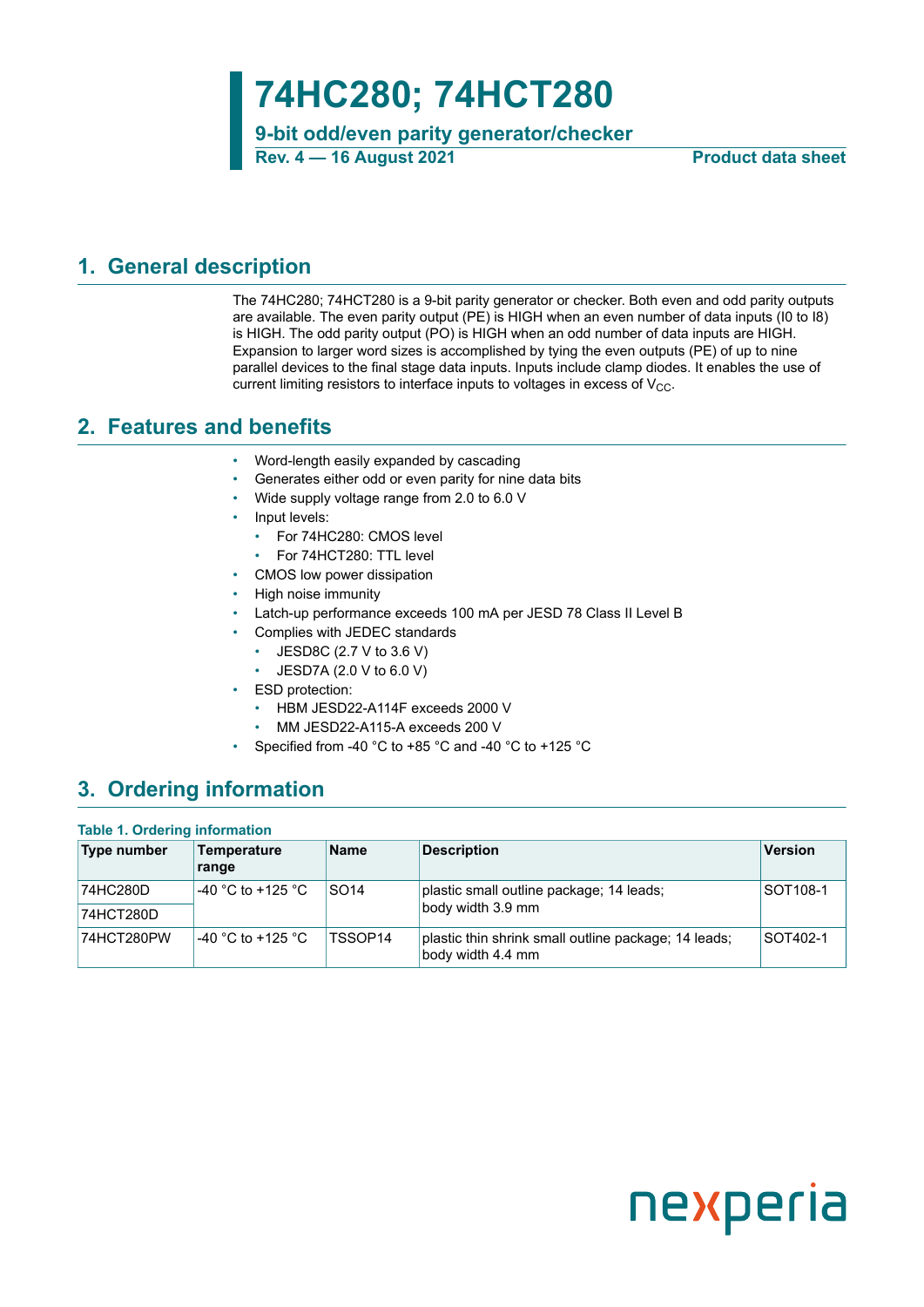# 74HC280; 74HCT280

**9-bit odd/even parity generator/checker**

**Rev. 4 — 16 August 2021** **Product data sheet**

## 1. General description

The 74HC280; 74HCT280 is a 9-bit parity generator or checker. Both even and odd parity outputs are available. The even parity output (PE) is HIGH when an even number of data inputs (I0 to I8) is HIGH. The odd parity output (PO) is HIGH when an odd number of data inputs are HIGH. Expansion to larger word sizes is accomplished by tying the even outputs (PE) of up to nine parallel devices to the final stage data inputs. Inputs include clamp diodes. It enables the use of current limiting resistors to interface inputs to voltages in excess of $V_{CC}$.

## 2. Features and benefits

- Word-length easily expanded by cascading
- Generates either odd or even parity for nine data bits
- Wide supply voltage range from 2.0 to 6.0 V
- Input levels:
  - For 74HC280: CMOS level
  - For 74HCT280: TTL level
- CMOS low power dissipation
- High noise immunity
- Latch-up performance exceeds 100 mA per JESD 78 Class II Level B
- Complies with JEDEC standards
  - JESD8C (2.7 V to 3.6 V)
  - JESD7A (2.0 V to 6.0 V)
- ESD protection:
  - HBM JESD22-A114F exceeds 2000 V
  - MM JESD22-A115-A exceeds 200 V
- Specified from -40 °C to +85 °C and -40 °C to +125 °C

## 3. Ordering information

**Table 1. Ordering information**

| Type number | Temperature range | Name | Description | Version |
|---|---|---|---|---|
| 74HC280D | -40 °C to +125 °C | SO14 | plastic small outline package; 14 leads; body width 3.9 mm | SOT108-1 |
| 74HCT280D | | | | |
| 74HCT280PW | -40 °C to +125 °C | TSSOP14 | plastic thin shrink small outline package; 14 leads; body width 4.4 mm | SOT402-1 |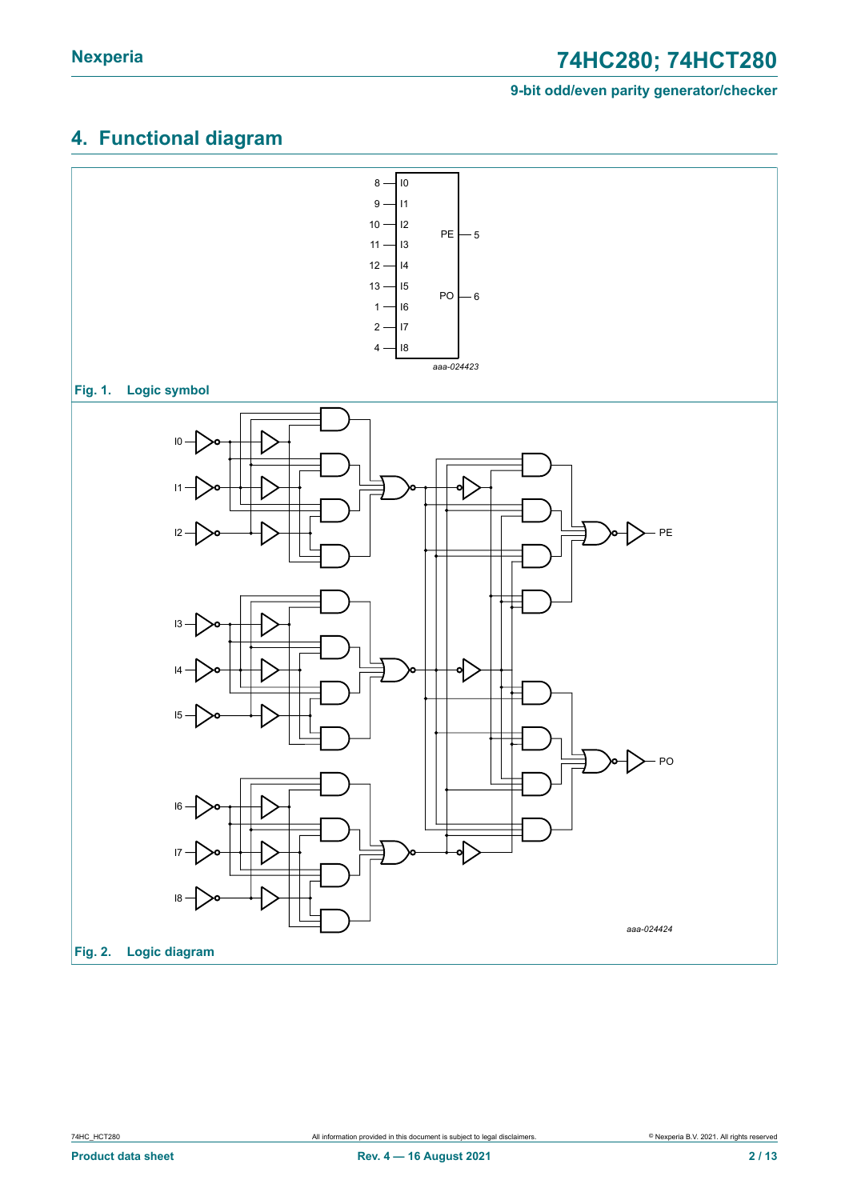## 4. Functional diagram

Fig. 1. Logic symbol

Fig. 2. Logic diagram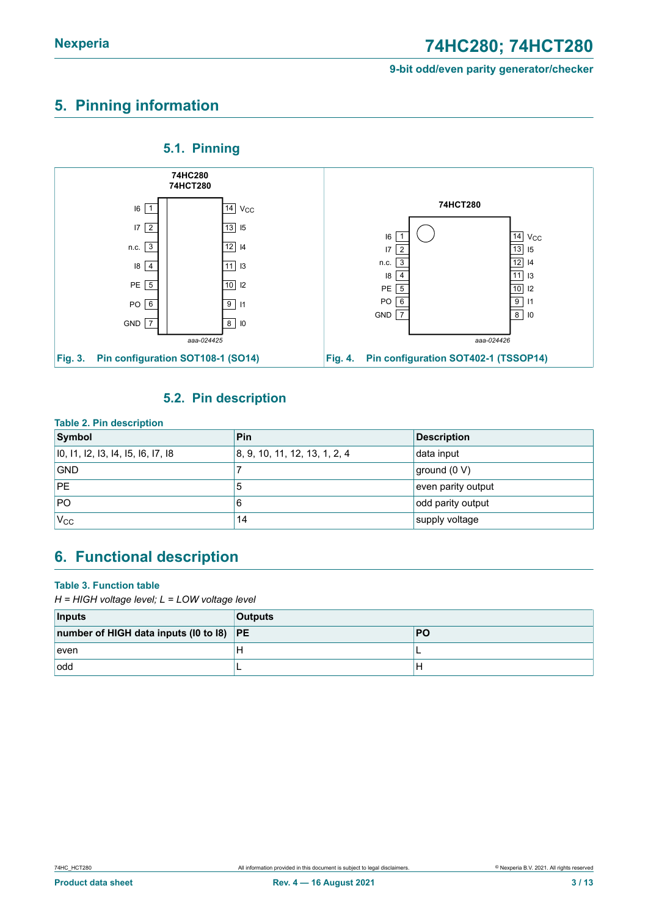# 5. Pinning information

## 5.1. Pinning

Fig. 3. Pin configuration SOT108-1 (SO14)

Fig. 4. Pin configuration SOT402-1 (TSSOP14)

## 5.2. Pin description

**Table 2. Pin description**

| Symbol | Pin | Description |
|---|---|---|
| I0, I1, I2, I3, I4, I5, I6, I7, I8 | 8, 9, 10, 11, 12, 13, 1, 2, 4 | data input |
| GND | 7 | ground (0 V) |
| PE | 5 | even parity output |
| PO | 6 | odd parity output |
| $V_{CC}$ | 14 | supply voltage |

# 6. Functional description

**Table 3. Function table**

*H = HIGH voltage level; L = LOW voltage level*

| Inputs | Outputs | |
|---|---|---|
| number of HIGH data inputs (I0 to I8) | PE | PO |
| even | H | L |
| odd | L | H |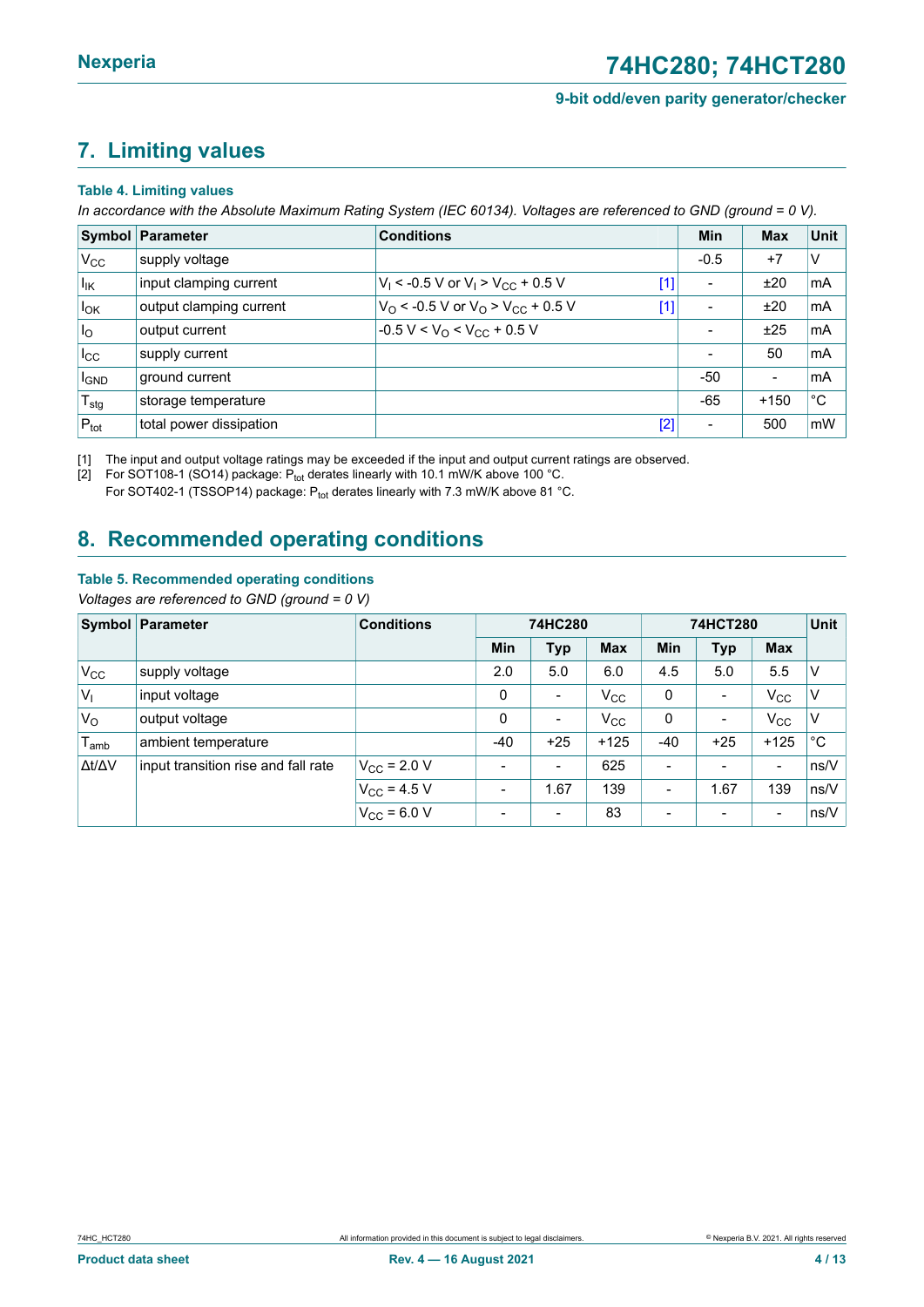## 7. Limiting values

**Table 4. Limiting values**

*In accordance with the Absolute Maximum Rating System (IEC 60134). Voltages are referenced to GND (ground = 0 V).*

| Symbol | Parameter | Conditions | | Min | Max | Unit |
|---|---|---|---|---|---|---|
| $V_{CC}$ | supply voltage | | | -0.5 | +7 | V |
| $I_{IK}$ | input clamping current | $V_I < -0.5$ V or $V_I > V_{CC} + 0.5$ V | [1] | - | ±20 | mA |
| $I_{OK}$ | output clamping current | $V_O < -0.5$ V or $V_O > V_{CC} + 0.5$ V | [1] | - | ±20 | mA |
| $I_O$ | output current | $-0.5\text{ V} < V_O < V_{CC} + 0.5$ V | | - | ±25 | mA |
| $I_{CC}$ | supply current | | | - | 50 | mA |
| $I_{GND}$ | ground current | | | -50 | - | mA |
| $T_{stg}$ | storage temperature | | | -65 | +150 | °C |
| $P_{tot}$ | total power dissipation | | [2] | - | 500 | mW |

[1] The input and output voltage ratings may be exceeded if the input and output current ratings are observed.

[2] For SOT108-1 (SO14) package: $P_{tot}$ derates linearly with 10.1 mW/K above 100 °C.
For SOT402-1 (TSSOP14) package: $P_{tot}$ derates linearly with 7.3 mW/K above 81 °C.

## 8. Recommended operating conditions

**Table 5. Recommended operating conditions**

*Voltages are referenced to GND (ground = 0 V)*

| Symbol | Parameter | Conditions | 74HC280 | | | 74HCT280 | | | Unit |
|---|---|---|---|---|---|---|---|---|---|
| | | | Min | Typ | Max | Min | Typ | Max | |
| $V_{CC}$ | supply voltage | | 2.0 | 5.0 | 6.0 | 4.5 | 5.0 | 5.5 | V |
| $V_I$ | input voltage | | 0 | - | $V_{CC}$ | 0 | - | $V_{CC}$ | V |
| $V_O$ | output voltage | | 0 | - | $V_{CC}$ | 0 | - | $V_{CC}$ | V |
| $T_{amb}$ | ambient temperature | | -40 | +25 | +125 | -40 | +25 | +125 | °C |
| $\Delta t/\Delta V$ | input transition rise and fall rate | $V_{CC}$ = 2.0 V | - | - | 625 | - | - | - | ns/V |
| | | $V_{CC}$ = 4.5 V | - | 1.67 | 139 | - | 1.67 | 139 | ns/V |
| | | $V_{CC}$ = 6.0 V | - | - | 83 | - | - | - | ns/V |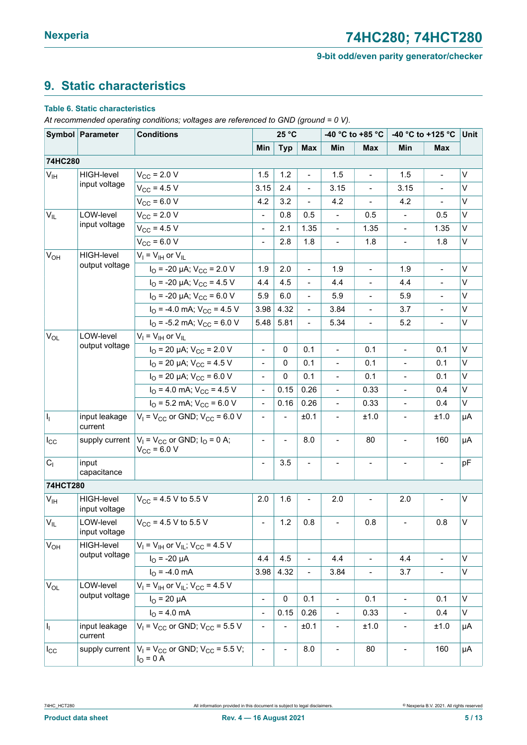## 9. Static characteristics

**Table 6. Static characteristics**

*At recommended operating conditions; voltages are referenced to GND (ground = 0 V).*

| Symbol | Parameter | Conditions | 25 °C | | | -40 °C to +85 °C | | -40 °C to +125 °C | | Unit |
|---|---|---|---|---|---|---|---|---|---|---|
| | | | Min | Typ | Max | Min | Max | Min | Max | |
| **74HC280** | | | | | | | | | | |
| $V_{IH}$ | HIGH-level input voltage | $V_{CC}$ = 2.0 V | 1.5 | 1.2 | - | 1.5 | - | 1.5 | - | V |
| | | $V_{CC}$ = 4.5 V | 3.15 | 2.4 | - | 3.15 | - | 3.15 | - | V |
| | | $V_{CC}$ = 6.0 V | 4.2 | 3.2 | - | 4.2 | - | 4.2 | - | V |
| $V_{IL}$ | LOW-level input voltage | $V_{CC}$ = 2.0 V | - | 0.8 | 0.5 | - | 0.5 | - | 0.5 | V |
| | | $V_{CC}$ = 4.5 V | - | 2.1 | 1.35 | - | 1.35 | - | 1.35 | V |
| | | $V_{CC}$ = 6.0 V | - | 2.8 | 1.8 | - | 1.8 | - | 1.8 | V |
| $V_{OH}$ | HIGH-level output voltage | $V_I$ = $V_{IH}$ or $V_{IL}$ | | | | | | | | |
| | | $I_O$ = -20 µA; $V_{CC}$ = 2.0 V | 1.9 | 2.0 | - | 1.9 | - | 1.9 | - | V |
| | | $I_O$ = -20 µA; $V_{CC}$ = 4.5 V | 4.4 | 4.5 | - | 4.4 | - | 4.4 | - | V |
| | | $I_O$ = -20 µA; $V_{CC}$ = 6.0 V | 5.9 | 6.0 | - | 5.9 | - | 5.9 | - | V |
| | | $I_O$ = -4.0 mA; $V_{CC}$ = 4.5 V | 3.98 | 4.32 | - | 3.84 | - | 3.7 | - | V |
| | | $I_O$ = -5.2 mA; $V_{CC}$ = 6.0 V | 5.48 | 5.81 | - | 5.34 | - | 5.2 | - | V |
| $V_{OL}$ | LOW-level output voltage | $V_I$ = $V_{IH}$ or $V_{IL}$ | | | | | | | | |
| | | $I_O$ = 20 µA; $V_{CC}$ = 2.0 V | - | 0 | 0.1 | - | 0.1 | - | 0.1 | V |
| | | $I_O$ = 20 µA; $V_{CC}$ = 4.5 V | - | 0 | 0.1 | - | 0.1 | - | 0.1 | V |
| | | $I_O$ = 20 µA; $V_{CC}$ = 6.0 V | - | 0 | 0.1 | - | 0.1 | - | 0.1 | V |
| | | $I_O$ = 4.0 mA; $V_{CC}$ = 4.5 V | - | 0.15 | 0.26 | - | 0.33 | - | 0.4 | V |
| | | $I_O$ = 5.2 mA; $V_{CC}$ = 6.0 V | - | 0.16 | 0.26 | - | 0.33 | - | 0.4 | V |
| $I_I$ | input leakage current | $V_I$ = $V_{CC}$ or GND; $V_{CC}$ = 6.0 V | - | - | ±0.1 | - | ±1.0 | - | ±1.0 | µA |
| $I_{CC}$ | supply current | $V_I$ = $V_{CC}$ or GND; $I_O$ = 0 A; $V_{CC}$ = 6.0 V | - | - | 8.0 | - | 80 | - | 160 | µA |
| $C_I$ | input capacitance | | - | 3.5 | - | - | - | - | - | pF |
| **74HCT280** | | | | | | | | | | |
| $V_{IH}$ | HIGH-level input voltage | $V_{CC}$ = 4.5 V to 5.5 V | 2.0 | 1.6 | - | 2.0 | - | 2.0 | - | V |
| $V_{IL}$ | LOW-level input voltage | $V_{CC}$ = 4.5 V to 5.5 V | - | 1.2 | 0.8 | - | 0.8 | - | 0.8 | V |
| $V_{OH}$ | HIGH-level output voltage | $V_I$ = $V_{IH}$ or $V_{IL}$; $V_{CC}$ = 4.5 V | | | | | | | | |
| | | $I_O$ = -20 µA | 4.4 | 4.5 | - | 4.4 | - | 4.4 | - | V |
| | | $I_O$ = -4.0 mA | 3.98 | 4.32 | - | 3.84 | - | 3.7 | - | V |
| $V_{OL}$ | LOW-level output voltage | $V_I$ = $V_{IH}$ or $V_{IL}$; $V_{CC}$ = 4.5 V | | | | | | | | |
| | | $I_O$ = 20 µA | - | 0 | 0.1 | - | 0.1 | - | 0.1 | V |
| | | $I_O$ = 4.0 mA | - | 0.15 | 0.26 | - | 0.33 | - | 0.4 | V |
| $I_I$ | input leakage current | $V_I$ = $V_{CC}$ or GND; $V_{CC}$ = 5.5 V | - | - | ±0.1 | - | ±1.0 | - | ±1.0 | µA |
| $I_{CC}$ | supply current | $V_I$ = $V_{CC}$ or GND; $V_{CC}$ = 5.5 V; $I_O$ = 0 A | - | - | 8.0 | - | 80 | - | 160 | µA |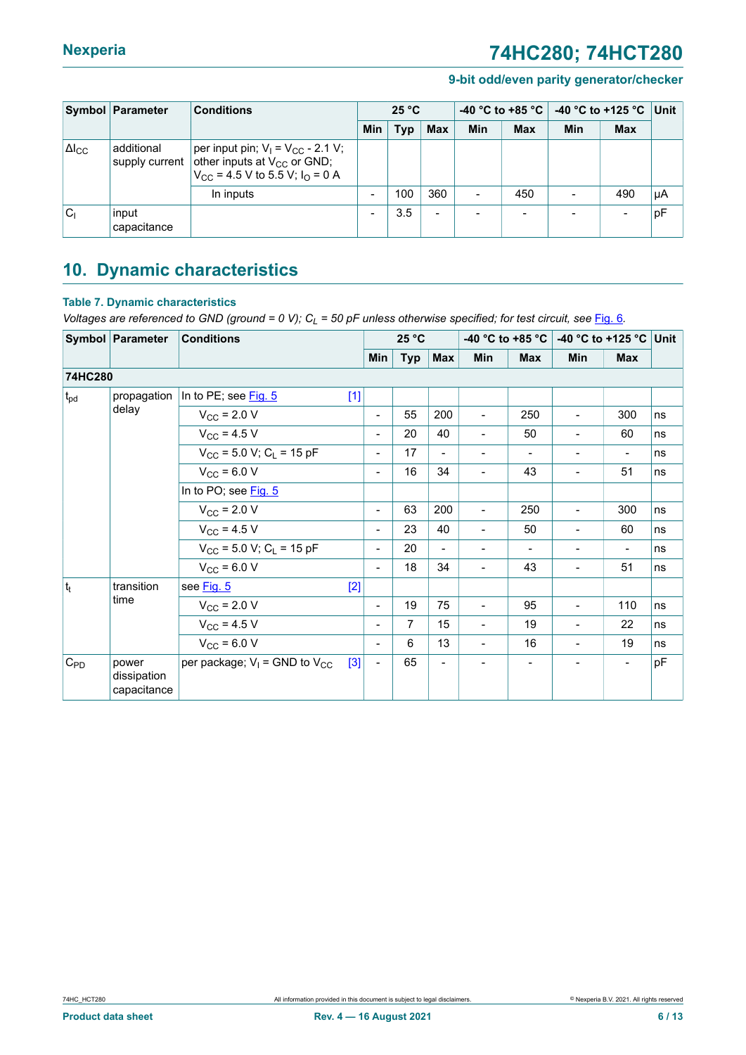| Symbol | Parameter | Conditions | 25 °C | | | -40 °C to +85 °C | | -40 °C to +125 °C | | Unit |
|---|---|---|---|---|---|---|---|---|---|---|
| | | | Min | Typ | Max | Min | Max | Min | Max | |
| $\Delta I_{CC}$ | additional supply current | per input pin; $V_I = V_{CC} - 2.1$ V; other inputs at $V_{CC}$ or GND; $V_{CC} = 4.5$ V to 5.5 V; $I_O = 0$ A | | | | | | | | |
| | | In inputs | - | 100 | 360 | - | 450 | - | 490 | μA |
| $C_I$ | input capacitance | | - | 3.5 | - | - | - | - | - | pF |

## 10. Dynamic characteristics

**Table 7. Dynamic characteristics**

*Voltages are referenced to GND (ground = 0 V); $C_L$ = 50 pF unless otherwise specified; for test circuit, see Fig. 6.*

| Symbol | Parameter | Conditions | 25 °C | | | -40 °C to +85 °C | | -40 °C to +125 °C | | Unit |
|---|---|---|---|---|---|---|---|---|---|---|
| | | | Min | Typ | Max | Min | Max | Min | Max | |
| **74HC280** | | | | | | | | | | |
| $t_{pd}$ | propagation delay | In to PE; see Fig. 5 [1] | | | | | | | | |
| | | $V_{CC}$ = 2.0 V | - | 55 | 200 | - | 250 | - | 300 | ns |
| | | $V_{CC}$ = 4.5 V | - | 20 | 40 | - | 50 | - | 60 | ns |
| | | $V_{CC}$ = 5.0 V; $C_L$ = 15 pF | - | 17 | - | - | - | - | - | ns |
| | | $V_{CC}$ = 6.0 V | - | 16 | 34 | - | 43 | - | 51 | ns |
| | | In to PO; see Fig. 5 | | | | | | | | |
| | | $V_{CC}$ = 2.0 V | - | 63 | 200 | - | 250 | - | 300 | ns |
| | | $V_{CC}$ = 4.5 V | - | 23 | 40 | - | 50 | - | 60 | ns |
| | | $V_{CC}$ = 5.0 V; $C_L$ = 15 pF | - | 20 | - | - | - | - | - | ns |
| | | $V_{CC}$ = 6.0 V | - | 18 | 34 | - | 43 | - | 51 | ns |
| $t_t$ | transition time | see Fig. 5 [2] | | | | | | | | |
| | | $V_{CC}$ = 2.0 V | - | 19 | 75 | - | 95 | - | 110 | ns |
| | | $V_{CC}$ = 4.5 V | - | 7 | 15 | - | 19 | - | 22 | ns |
| | | $V_{CC}$ = 6.0 V | - | 6 | 13 | - | 16 | - | 19 | ns |
| $C_{PD}$ | power dissipation capacitance | per package; $V_I$ = GND to $V_{CC}$ [3] | - | 65 | - | - | - | - | - | pF |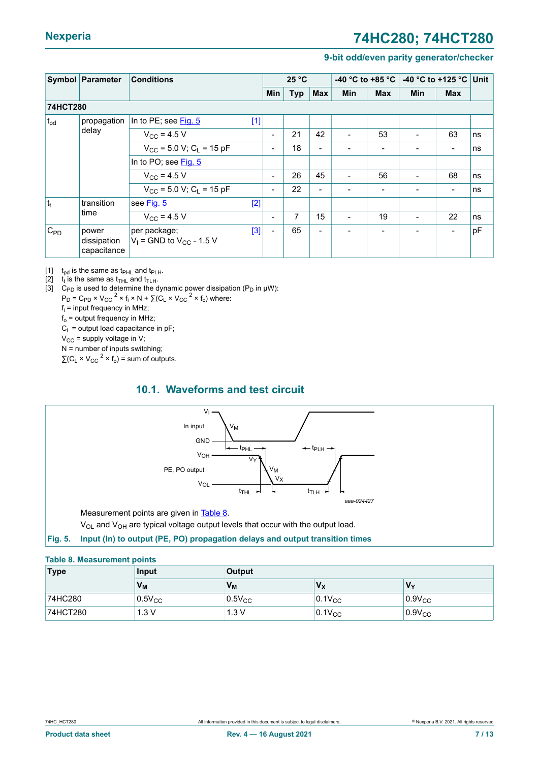| Symbol | Parameter | Conditions | | 25 °C | | | -40 °C to +85 °C | | -40 °C to +125 °C | | Unit |
|---|---|---|---|---|---|---|---|---|---|---|---|
| | | | | Min | Typ | Max | Min | Max | Min | Max | |
| **74HCT280** | | | | | | | | | | | |
| $t_{pd}$ | propagation delay | In to PE; see Fig. 5 | [1] | | | | | | | | |
| | | $V_{CC}$ = 4.5 V | | - | 21 | 42 | - | 53 | - | 63 | ns |
| | | $V_{CC}$ = 5.0 V; $C_L$ = 15 pF | | - | 18 | - | - | - | - | - | ns |
| | | In to PO; see Fig. 5 | | | | | | | | | |
| | | $V_{CC}$ = 4.5 V | | - | 26 | 45 | - | 56 | - | 68 | ns |
| | | $V_{CC}$ = 5.0 V; $C_L$ = 15 pF | | - | 22 | - | - | - | - | - | ns |
| $t_t$ | transition time | see Fig. 5 | [2] | | | | | | | | |
| | | $V_{CC}$ = 4.5 V | | - | 7 | 15 | - | 19 | - | 22 | ns |
| $C_{PD}$ | power dissipation capacitance | per package; $V_I$ = GND to $V_{CC}$ - 1.5 V | [3] | - | 65 | - | - | - | - | - | pF |

[1] $t_{pd}$ is the same as $t_{PHL}$ and $t_{PLH}$.

[2] $t_t$ is the same as $t_{THL}$ and $t_{TLH}$.

[3] $C_{PD}$ is used to determine the dynamic power dissipation ($P_D$ in μW):

$P_D = C_{PD} \times V_{CC}^2 \times f_i \times N + \sum(C_L \times V_{CC}^2 \times f_o)$ where:

$f_i$ = input frequency in MHz;

$f_o$ = output frequency in MHz;

$C_L$ = output load capacitance in pF;

$V_{CC}$ = supply voltage in V;

N = number of inputs switching;

$\sum(C_L \times V_{CC}^2 \times f_o)$ = sum of outputs.

## 10.1. Waveforms and test circuit

Measurement points are given in Table 8.

$V_{OL}$ and $V_{OH}$ are typical voltage output levels that occur with the output load.

**Fig. 5. Input (In) to output (PE, PO) propagation delays and output transition times**

**Table 8. Measurement points**

| Type | Input | Output | | |
|---|---|---|---|---|
| | $V_M$ | $V_M$ | $V_X$ | $V_Y$ |
| 74HC280 | $0.5V_{CC}$ | $0.5V_{CC}$ | $0.1V_{CC}$ | $0.9V_{CC}$ |
| 74HCT280 | 1.3 V | 1.3 V | $0.1V_{CC}$ | $0.9V_{CC}$ |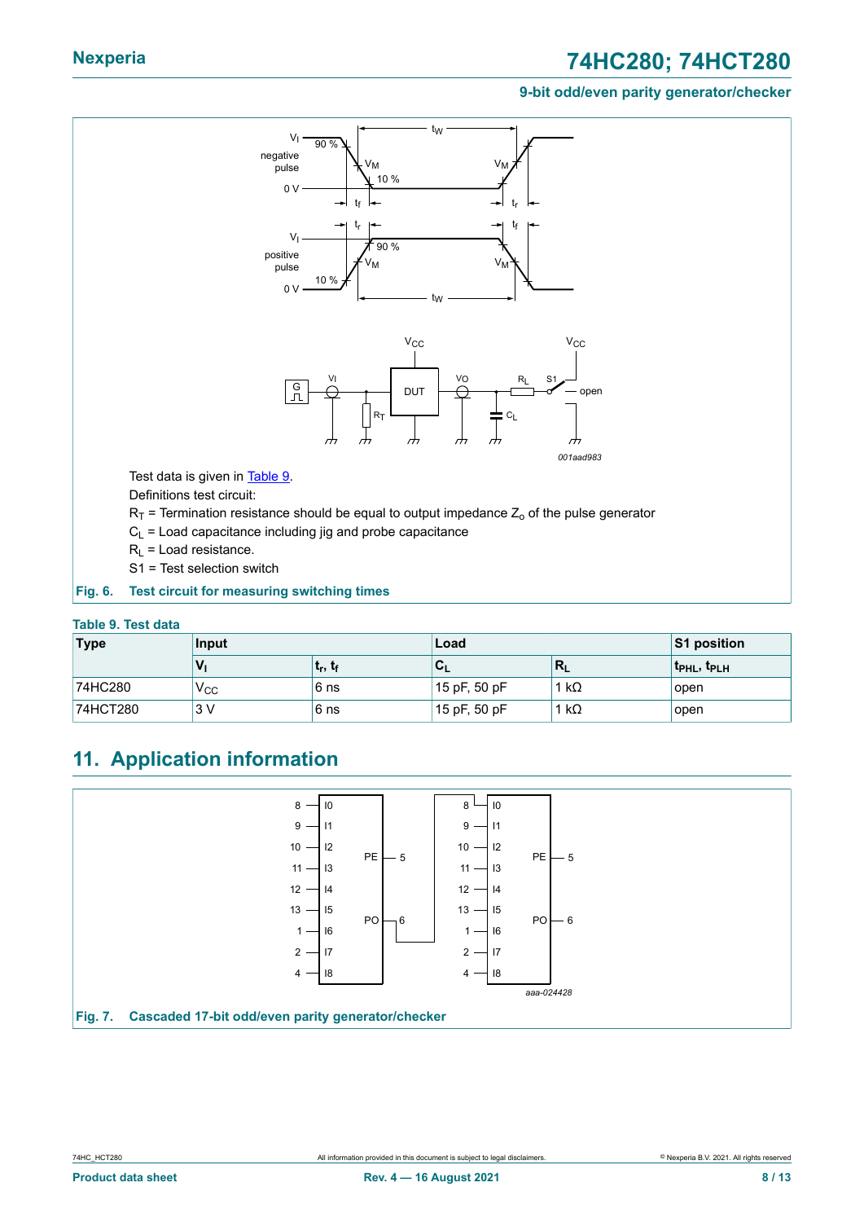Test data is given in Table 9.

Definitions test circuit:

$R_T$ = Termination resistance should be equal to output impedance $Z_o$ of the pulse generator

$C_L$ = Load capacitance including jig and probe capacitance

$R_L$ = Load resistance.

S1 = Test selection switch

**Fig. 6. Test circuit for measuring switching times**

**Table 9. Test data**

| Type | Input | | Load | | S1 position |
|---|---|---|---|---|---|
| | $V_I$ | $t_r$, $t_f$ | $C_L$ | $R_L$ | $t_{PHL}$, $t_{PLH}$ |
| 74HC280 | $V_{CC}$ | 6 ns | 15 pF, 50 pF | 1 kΩ | open |
| 74HCT280 | 3 V | 6 ns | 15 pF, 50 pF | 1 kΩ | open |

## 11. Application information

**Fig. 7. Cascaded 17-bit odd/even parity generator/checker**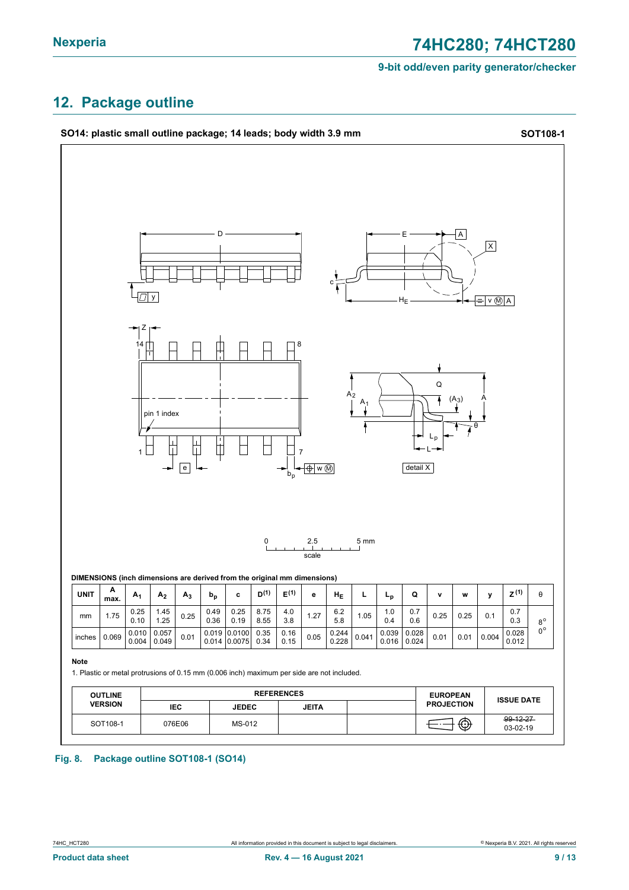## 12. Package outline

**SO14: plastic small outline package; 14 leads; body width 3.9 mm** **SOT108-1**

**DIMENSIONS (inch dimensions are derived from the original mm dimensions)**

| UNIT | A max. | $A_1$ | $A_2$ | $A_3$ | $b_p$ | c | $D^{(1)}$ | $E^{(1)}$ | e | $H_E$ | L | $L_p$ | Q | v | w | y | $Z^{(1)}$ | θ |
|---|---|---|---|---|---|---|---|---|---|---|---|---|---|---|---|---|---|---|
| mm | 1.75 | 0.25<br>0.10 | 1.45<br>1.25 | 0.25 | 0.49<br>0.36 | 0.25<br>0.19 | 8.75<br>8.55 | 4.0<br>3.8 | 1.27 | 6.2<br>5.8 | 1.05 | 1.0<br>0.4 | 0.7<br>0.6 | 0.25 | 0.25 | 0.1 | 0.7<br>0.3 | 8°<br>0° |
| inches | 0.069 | 0.010<br>0.004 | 0.057<br>0.049 | 0.01 | 0.019<br>0.014 | 0.0100<br>0.0075 | 0.35<br>0.34 | 0.16<br>0.15 | 0.05 | 0.244<br>0.228 | 0.041 | 0.039<br>0.016 | 0.028<br>0.024 | 0.01 | 0.01 | 0.004 | 0.028<br>0.012 | |

**Note**

1. Plastic or metal protrusions of 0.15 mm (0.006 inch) maximum per side are not included.

| OUTLINE VERSION | REFERENCES | | | | EUROPEAN PROJECTION | ISSUE DATE |
|---|---|---|---|---|---|---|
| | IEC | JEDEC | JEITA | | | |
| SOT108-1 | 076E06 | MS-012 | | | | ~~99-12-27~~<br>03-02-19 |

**Fig. 8. Package outline SOT108-1 (SO14)**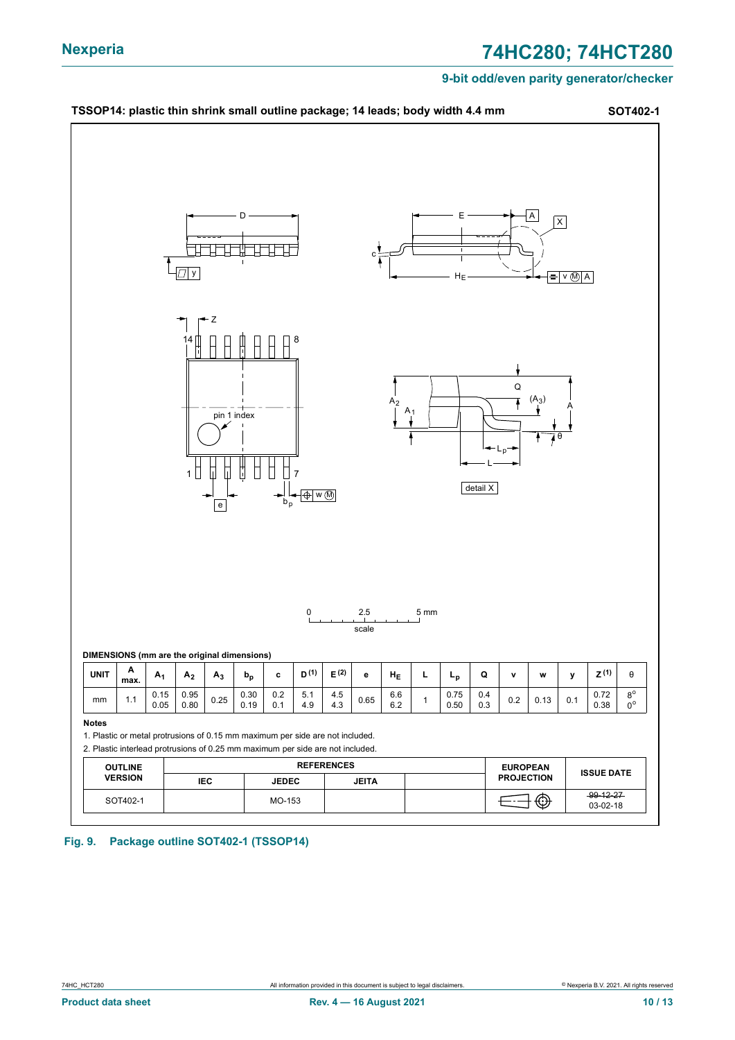**TSSOP14: plastic thin shrink small outline package; 14 leads; body width 4.4 mm** **SOT402-1**

**DIMENSIONS (mm are the original dimensions)**

| UNIT | A max. | $A_1$ | $A_2$ | $A_3$ | $b_p$ | c | D [(1)] | E [(2)] | e | $H_E$ | L | $L_p$ | Q | v | w | y | Z [(1)] | θ |
|---|---|---|---|---|---|---|---|---|---|---|---|---|---|---|---|---|---|---|
| mm | 1.1 | 0.15<br>0.05 | 0.95<br>0.80 | 0.25 | 0.30<br>0.19 | 0.2<br>0.1 | 5.1<br>4.9 | 4.5<br>4.3 | 0.65 | 6.6<br>6.2 | 1 | 0.75<br>0.50 | 0.4<br>0.3 | 0.2 | 0.13 | 0.1 | 0.72<br>0.38 | 8°<br>0° |

**Notes**

1. Plastic or metal protrusions of 0.15 mm maximum per side are not included.
2. Plastic interlead protrusions of 0.25 mm maximum per side are not included.

| OUTLINE VERSION | REFERENCES | | | | EUROPEAN PROJECTION | ISSUE DATE |
|---|---|---|---|---|---|---|
| | IEC | JEDEC | JEITA | | | |
| SOT402-1 | | MO-153 | | | | ~~99-12-27~~<br>03-02-18 |

**Fig. 9. Package outline SOT402-1 (TSSOP14)**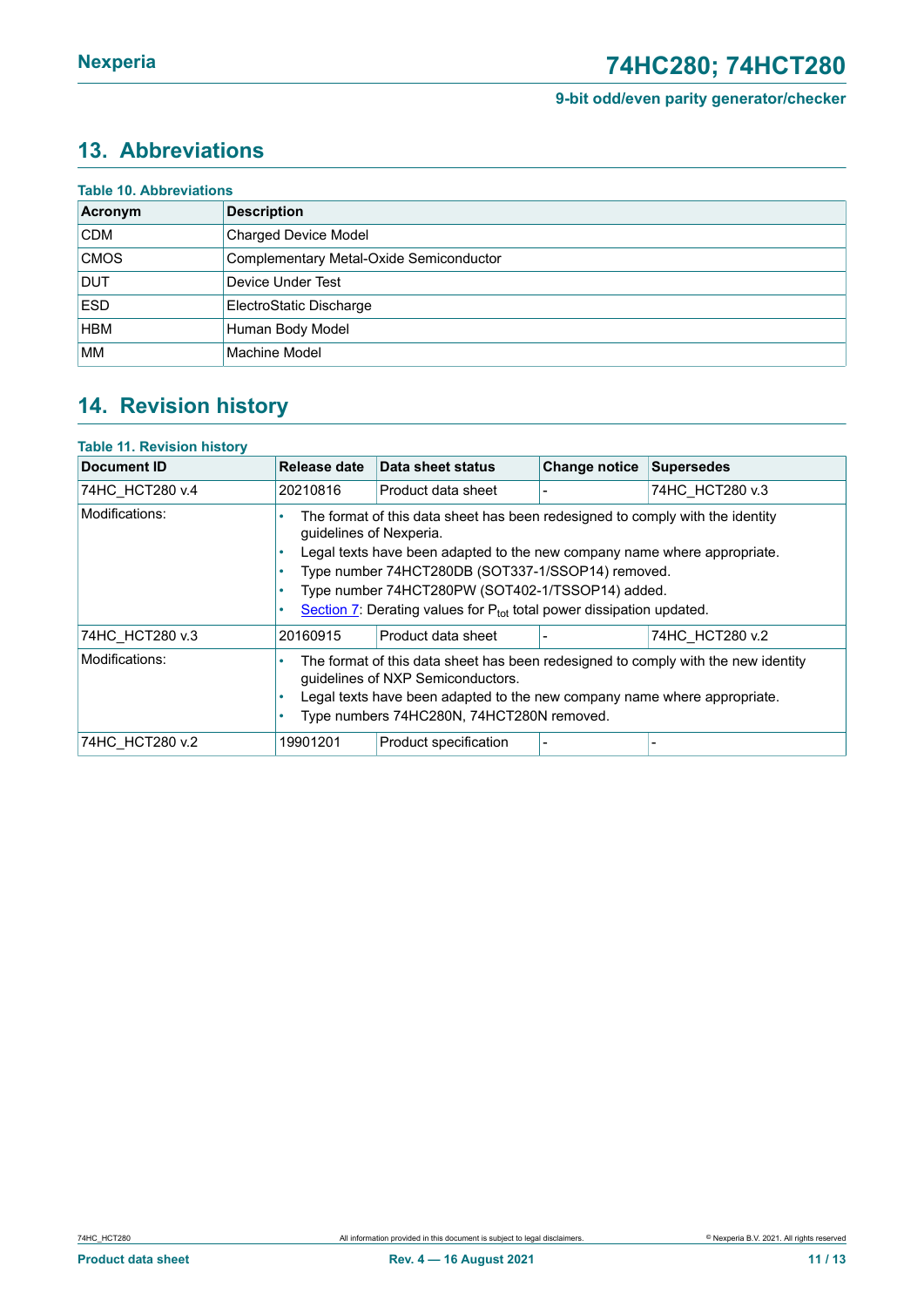## 13. Abbreviations

**Table 10. Abbreviations**

| Acronym | Description |
|---|---|
| CDM | Charged Device Model |
| CMOS | Complementary Metal-Oxide Semiconductor |
| DUT | Device Under Test |
| ESD | ElectroStatic Discharge |
| HBM | Human Body Model |
| MM | Machine Model |

## 14. Revision history

**Table 11. Revision history**

| Document ID | Release date | Data sheet status | Change notice | Supersedes |
|---|---|---|---|---|
| 74HC_HCT280 v.4 | 20210816 | Product data sheet | - | 74HC_HCT280 v.3 |
| Modifications: | • The format of this data sheet has been redesigned to comply with the identity guidelines of Nexperia.<br>• Legal texts have been adapted to the new company name where appropriate.<br>• Type number 74HCT280DB (SOT337-1/SSOP14) removed.<br>• Type number 74HCT280PW (SOT402-1/TSSOP14) added.<br>• Section 7: Derating values for $P_{tot}$ total power dissipation updated. | | | |
| 74HC_HCT280 v.3 | 20160915 | Product data sheet | - | 74HC_HCT280 v.2 |
| Modifications: | • The format of this data sheet has been redesigned to comply with the new identity guidelines of NXP Semiconductors.<br>• Legal texts have been adapted to the new company name where appropriate.<br>• Type numbers 74HC280N, 74HCT280N removed. | | | |
| 74HC_HCT280 v.2 | 19901201 | Product specification | - | - |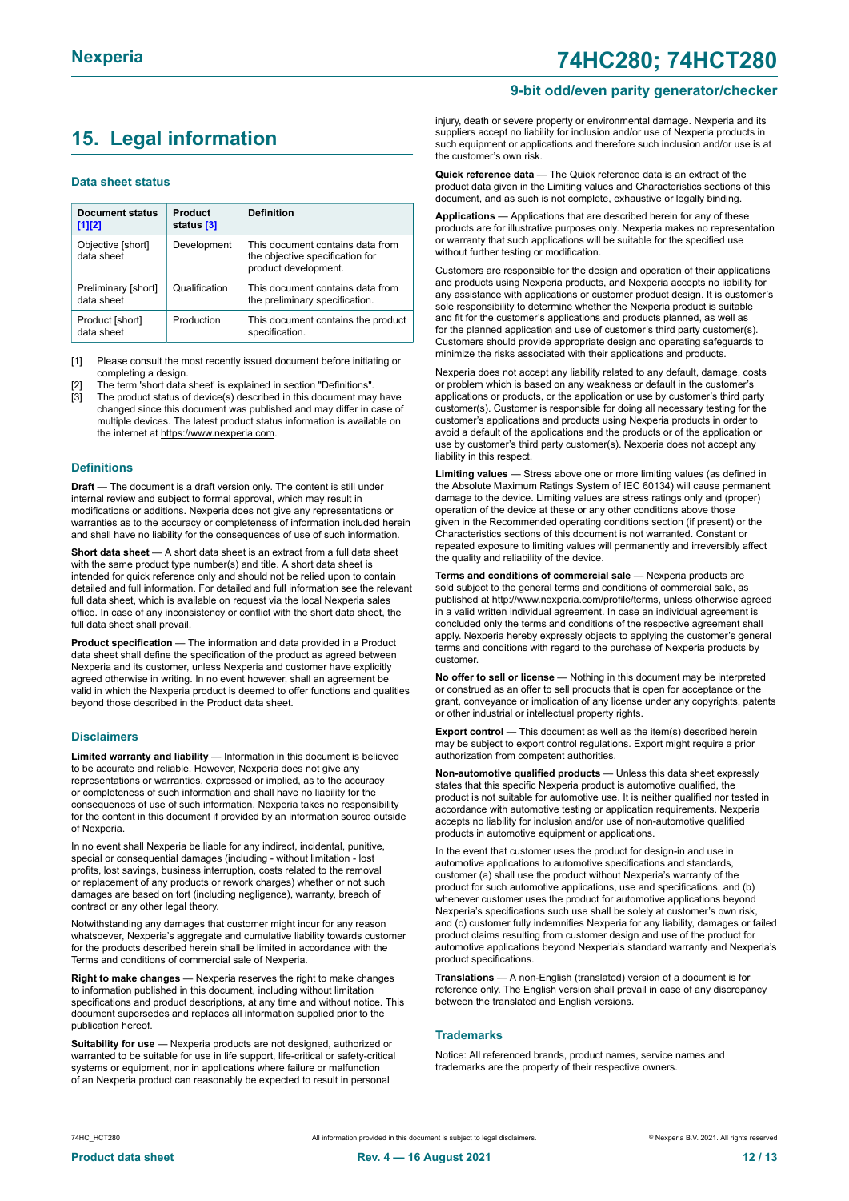# 15. Legal information

### Data sheet status

| Document status [1][2] | Product status [3] | Definition |
|---|---|---|
| Objective [short] data sheet | Development | This document contains data from the objective specification for product development. |
| Preliminary [short] data sheet | Qualification | This document contains data from the preliminary specification. |
| Product [short] data sheet | Production | This document contains the product specification. |

[1] Please consult the most recently issued document before initiating or completing a design.
[2] The term 'short data sheet' is explained in section "Definitions".
[3] The product status of device(s) described in this document may have changed since this document was published and may differ in case of multiple devices. The latest product status information is available on the internet at https://www.nexperia.com.

### Definitions

**Draft** — The document is a draft version only. The content is still under internal review and subject to formal approval, which may result in modifications or additions. Nexperia does not give any representations or warranties as to the accuracy or completeness of information included herein and shall have no liability for the consequences of use of such information.

**Short data sheet** — A short data sheet is an extract from a full data sheet with the same product type number(s) and title. A short data sheet is intended for quick reference only and should not be relied upon to contain detailed and full information. For detailed and full information see the relevant full data sheet, which is available on request via the local Nexperia sales office. In case of any inconsistency or conflict with the short data sheet, the full data sheet shall prevail.

**Product specification** — The information and data provided in a Product data sheet shall define the specification of the product as agreed between Nexperia and its customer, unless Nexperia and customer have explicitly agreed otherwise in writing. In no event however, shall an agreement be valid in which the Nexperia product is deemed to offer functions and qualities beyond those described in the Product data sheet.

### Disclaimers

**Limited warranty and liability** — Information in this document is believed to be accurate and reliable. However, Nexperia does not give any representations or warranties, expressed or implied, as to the accuracy or completeness of such information and shall have no liability for the consequences of use of such information. Nexperia takes no responsibility for the content in this document if provided by an information source outside of Nexperia.

In no event shall Nexperia be liable for any indirect, incidental, punitive, special or consequential damages (including - without limitation - lost profits, lost savings, business interruption, costs related to the removal or replacement of any products or rework charges) whether or not such damages are based on tort (including negligence), warranty, breach of contract or any other legal theory.

Notwithstanding any damages that customer might incur for any reason whatsoever, Nexperia's aggregate and cumulative liability towards customer for the products described herein shall be limited in accordance with the Terms and conditions of commercial sale of Nexperia.

**Right to make changes** — Nexperia reserves the right to make changes to information published in this document, including without limitation specifications and product descriptions, at any time and without notice. This document supersedes and replaces all information supplied prior to the publication hereof.

**Suitability for use** — Nexperia products are not designed, authorized or warranted to be suitable for use in life support, life-critical or safety-critical systems or equipment, nor in applications where failure or malfunction of an Nexperia product can reasonably be expected to result in personal injury, death or severe property or environmental damage. Nexperia and its suppliers accept no liability for inclusion and/or use of Nexperia products in such equipment or applications and therefore such inclusion and/or use is at the customer's own risk.

**Quick reference data** — The Quick reference data is an extract of the product data given in the Limiting values and Characteristics sections of this document, and as such is not complete, exhaustive or legally binding.

**Applications** — Applications that are described herein for any of these products are for illustrative purposes only. Nexperia makes no representation or warranty that such applications will be suitable for the specified use without further testing or modification.

Customers are responsible for the design and operation of their applications and products using Nexperia products, and Nexperia accepts no liability for any assistance with applications or customer product design. It is customer's sole responsibility to determine whether the Nexperia product is suitable and fit for the customer's applications and products planned, as well as for the planned application and use of customer's third party customer(s). Customers should provide appropriate design and operating safeguards to minimize the risks associated with their applications and products.

Nexperia does not accept any liability related to any default, damage, costs or problem which is based on any weakness or default in the customer's applications or products, or the application or use by customer's third party customer(s). Customer is responsible for doing all necessary testing for the customer's applications and products using Nexperia products in order to avoid a default of the applications and the products or of the application or use by customer's third party customer(s). Nexperia does not accept any liability in this respect.

**Limiting values** — Stress above one or more limiting values (as defined in the Absolute Maximum Ratings System of IEC 60134) will cause permanent damage to the device. Limiting values are stress ratings only and (proper) operation of the device at these or any other conditions above those given in the Recommended operating conditions section (if present) or the Characteristics sections of this document is not warranted. Constant or repeated exposure to limiting values will permanently and irreversibly affect the quality and reliability of the device.

**Terms and conditions of commercial sale** — Nexperia products are sold subject to the general terms and conditions of commercial sale, as published at http://www.nexperia.com/profile/terms, unless otherwise agreed in a valid written individual agreement. In case an individual agreement is concluded only the terms and conditions of the respective agreement shall apply. Nexperia hereby expressly objects to applying the customer's general terms and conditions with regard to the purchase of Nexperia products by customer.

**No offer to sell or license** — Nothing in this document may be interpreted or construed as an offer to sell products that is open for acceptance or the grant, conveyance or implication of any license under any copyrights, patents or other industrial or intellectual property rights.

**Export control** — This document as well as the item(s) described herein may be subject to export control regulations. Export might require a prior authorization from competent authorities.

**Non-automotive qualified products** — Unless this data sheet expressly states that this specific Nexperia product is automotive qualified, the product is not suitable for automotive use. It is neither qualified nor tested in accordance with automotive testing or application requirements. Nexperia accepts no liability for inclusion and/or use of non-automotive qualified products in automotive equipment or applications.

In the event that customer uses the product for design-in and use in automotive applications to automotive specifications and standards, customer (a) shall use the product without Nexperia's warranty of the product for such automotive applications, use and specifications, and (b) whenever customer uses the product for automotive applications beyond Nexperia's specifications such use shall be solely at customer's own risk, and (c) customer fully indemnifies Nexperia for any liability, damages or failed product claims resulting from customer design and use of the product for automotive applications beyond Nexperia's standard warranty and Nexperia's product specifications.

**Translations** — A non-English (translated) version of a document is for reference only. The English version shall prevail in case of any discrepancy between the translated and English versions.

### Trademarks

Notice: All referenced brands, product names, service names and trademarks are the property of their respective owners.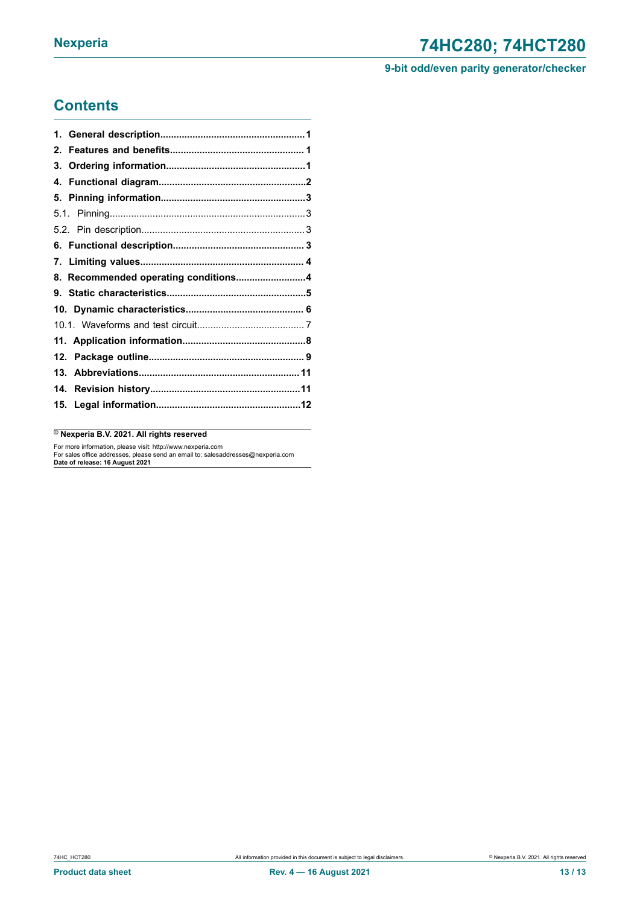## Contents

1. **General description** ........ 1
2. **Features and benefits** ........ 1
3. **Ordering information** ........ 1
4. **Functional diagram** ........ 2
5. **Pinning information** ........ 3
   - 5.1. Pinning ........ 3
   - 5.2. Pin description ........ 3
6. **Functional description** ........ 3
7. **Limiting values** ........ 4
8. **Recommended operating conditions** ........ 4
9. **Static characteristics** ........ 5
10. **Dynamic characteristics** ........ 6
    - 10.1. Waveforms and test circuit ........ 7
11. **Application information** ........ 8
12. **Package outline** ........ 9
13. **Abbreviations** ........ 11
14. **Revision history** ........ 11
15. **Legal information** ........ 12

**© Nexperia B.V. 2021. All rights reserved**

For more information, please visit: http://www.nexperia.com
For sales office addresses, please send an email to: salesaddresses@nexperia.com
**Date of release: 16 August 2021**